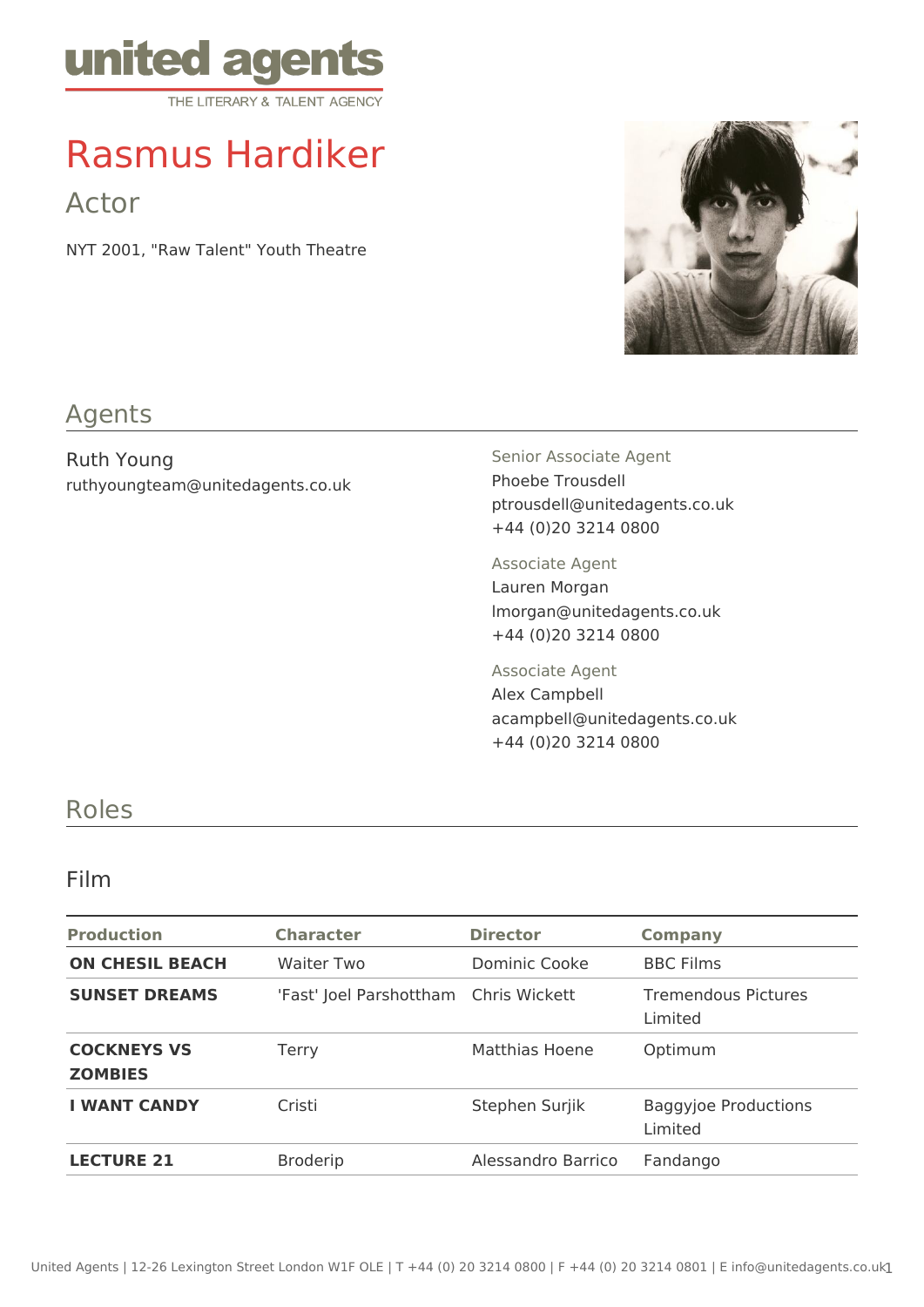united agents
THE LITERARY & TALENT AGENCY

# Rasmus Hardiker

## Actor

NYT 2001, "Raw Talent" Youth Theatre

## Agents

Ruth Young
ruthyoungteam@unitedagents.co.uk

Senior Associate Agent
Phoebe Trousdell
ptrousdell@unitedagents.co.uk
+44 (0)20 3214 0800

Associate Agent
Lauren Morgan
lmorgan@unitedagents.co.uk
+44 (0)20 3214 0800

Associate Agent
Alex Campbell
acampbell@unitedagents.co.uk
+44 (0)20 3214 0800

## Roles

### Film

| Production | Character | Director | Company |
|---|---|---|---|
| **ON CHESIL BEACH** | Waiter Two | Dominic Cooke | BBC Films |
| **SUNSET DREAMS** | 'Fast' Joel Parshottham | Chris Wickett | Tremendous Pictures Limited |
| **COCKNEYS VS ZOMBIES** | Terry | Matthias Hoene | Optimum |
| **I WANT CANDY** | Cristi | Stephen Surjik | Baggyjoe Productions Limited |
| **LECTURE 21** | Broderip | Alessandro Barrico | Fandango |

United Agents | 12-26 Lexington Street London W1F OLE | T +44 (0) 20 3214 0800 | F +44 (0) 20 3214 0801 | E info@unitedagents.co.uk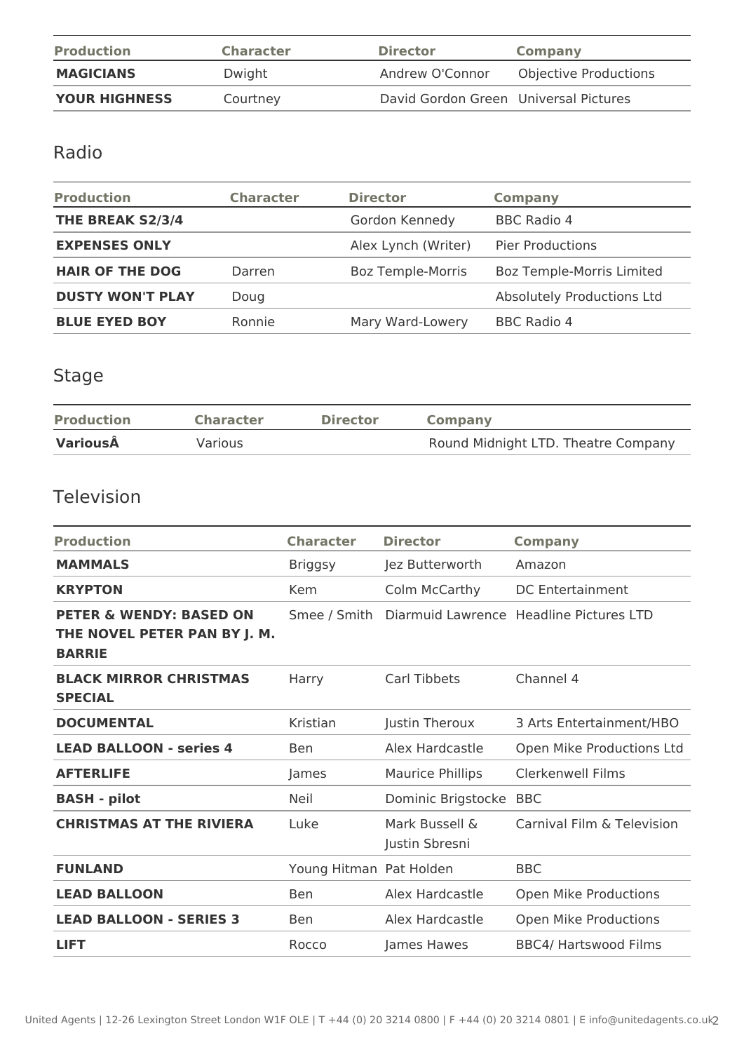| Production | Character | Director | Company |
|---|---|---|---|
| **MAGICIANS** | Dwight | Andrew O'Connor | Objective Productions |
| **YOUR HIGHNESS** | Courtney | David Gordon Green | Universal Pictures |

## Radio

| Production | Character | Director | Company |
|---|---|---|---|
| **THE BREAK S2/3/4** | | Gordon Kennedy | BBC Radio 4 |
| **EXPENSES ONLY** | | Alex Lynch (Writer) | Pier Productions |
| **HAIR OF THE DOG** | Darren | Boz Temple-Morris | Boz Temple-Morris Limited |
| **DUSTY WON'T PLAY** | Doug | | Absolutely Productions Ltd |
| **BLUE EYED BOY** | Ronnie | Mary Ward-Lowery | BBC Radio 4 |

## Stage

| Production | Character | Director | Company |
|---|---|---|---|
| **VariousÂ** | Various | | Round Midnight LTD. Theatre Company |

## Television

| Production | Character | Director | Company |
|---|---|---|---|
| **MAMMALS** | Briggsy | Jez Butterworth | Amazon |
| **KRYPTON** | Kem | Colm McCarthy | DC Entertainment |
| **PETER & WENDY: BASED ON THE NOVEL PETER PAN BY J. M. BARRIE** | Smee / Smith | Diarmuid Lawrence | Headline Pictures LTD |
| **BLACK MIRROR CHRISTMAS SPECIAL** | Harry | Carl Tibbets | Channel 4 |
| **DOCUMENTAL** | Kristian | Justin Theroux | 3 Arts Entertainment/HBO |
| **LEAD BALLOON - series 4** | Ben | Alex Hardcastle | Open Mike Productions Ltd |
| **AFTERLIFE** | James | Maurice Phillips | Clerkenwell Films |
| **BASH - pilot** | Neil | Dominic Brigstocke | BBC |
| **CHRISTMAS AT THE RIVIERA** | Luke | Mark Bussell & Justin Sbresni | Carnival Film & Television |
| **FUNLAND** | Young Hitman | Pat Holden | BBC |
| **LEAD BALLOON** | Ben | Alex Hardcastle | Open Mike Productions |
| **LEAD BALLOON - SERIES 3** | Ben | Alex Hardcastle | Open Mike Productions |
| **LIFT** | Rocco | James Hawes | BBC4/ Hartswood Films |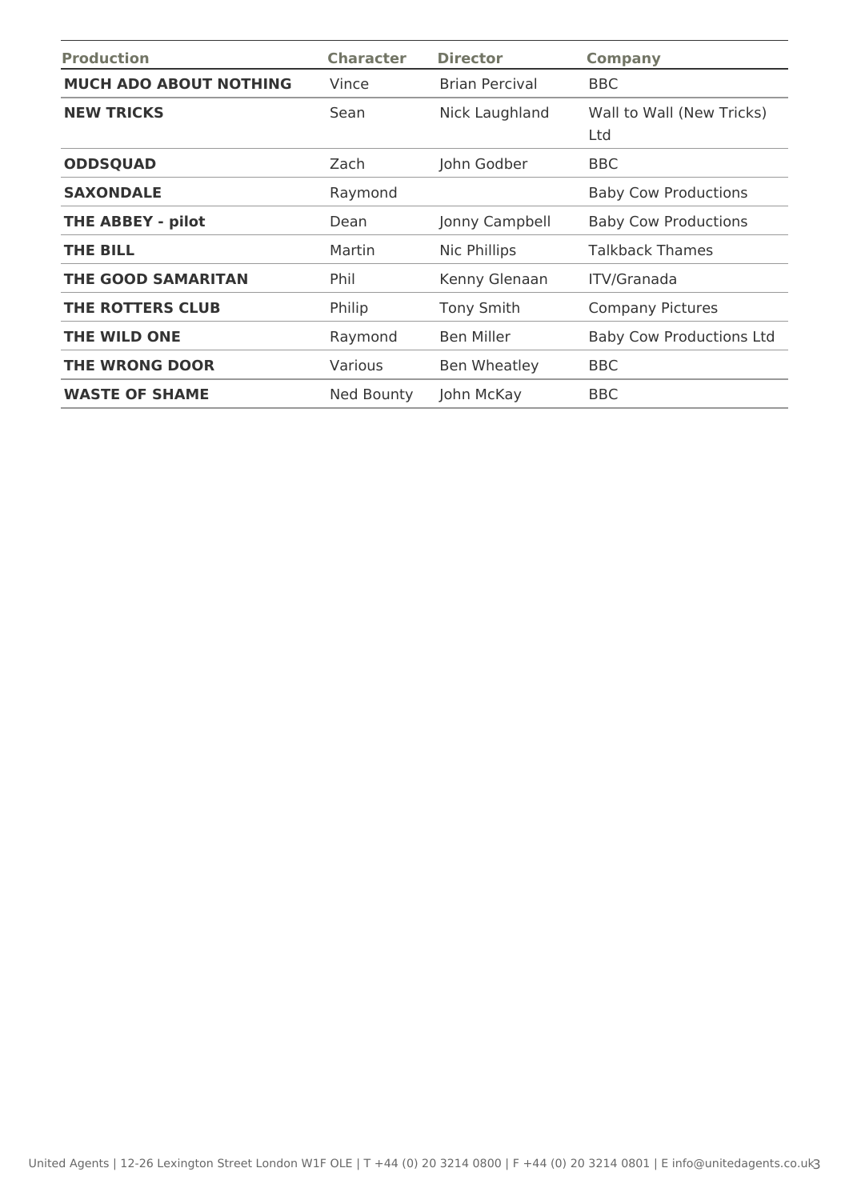| Production | Character | Director | Company |
|---|---|---|---|
| **MUCH ADO ABOUT NOTHING** | Vince | Brian Percival | BBC |
| **NEW TRICKS** | Sean | Nick Laughland | Wall to Wall (New Tricks) Ltd |
| **ODDSQUAD** | Zach | John Godber | BBC |
| **SAXONDALE** | Raymond | | Baby Cow Productions |
| **THE ABBEY - pilot** | Dean | Jonny Campbell | Baby Cow Productions |
| **THE BILL** | Martin | Nic Phillips | Talkback Thames |
| **THE GOOD SAMARITAN** | Phil | Kenny Glenaan | ITV/Granada |
| **THE ROTTERS CLUB** | Philip | Tony Smith | Company Pictures |
| **THE WILD ONE** | Raymond | Ben Miller | Baby Cow Productions Ltd |
| **THE WRONG DOOR** | Various | Ben Wheatley | BBC |
| **WASTE OF SHAME** | Ned Bounty | John McKay | BBC |